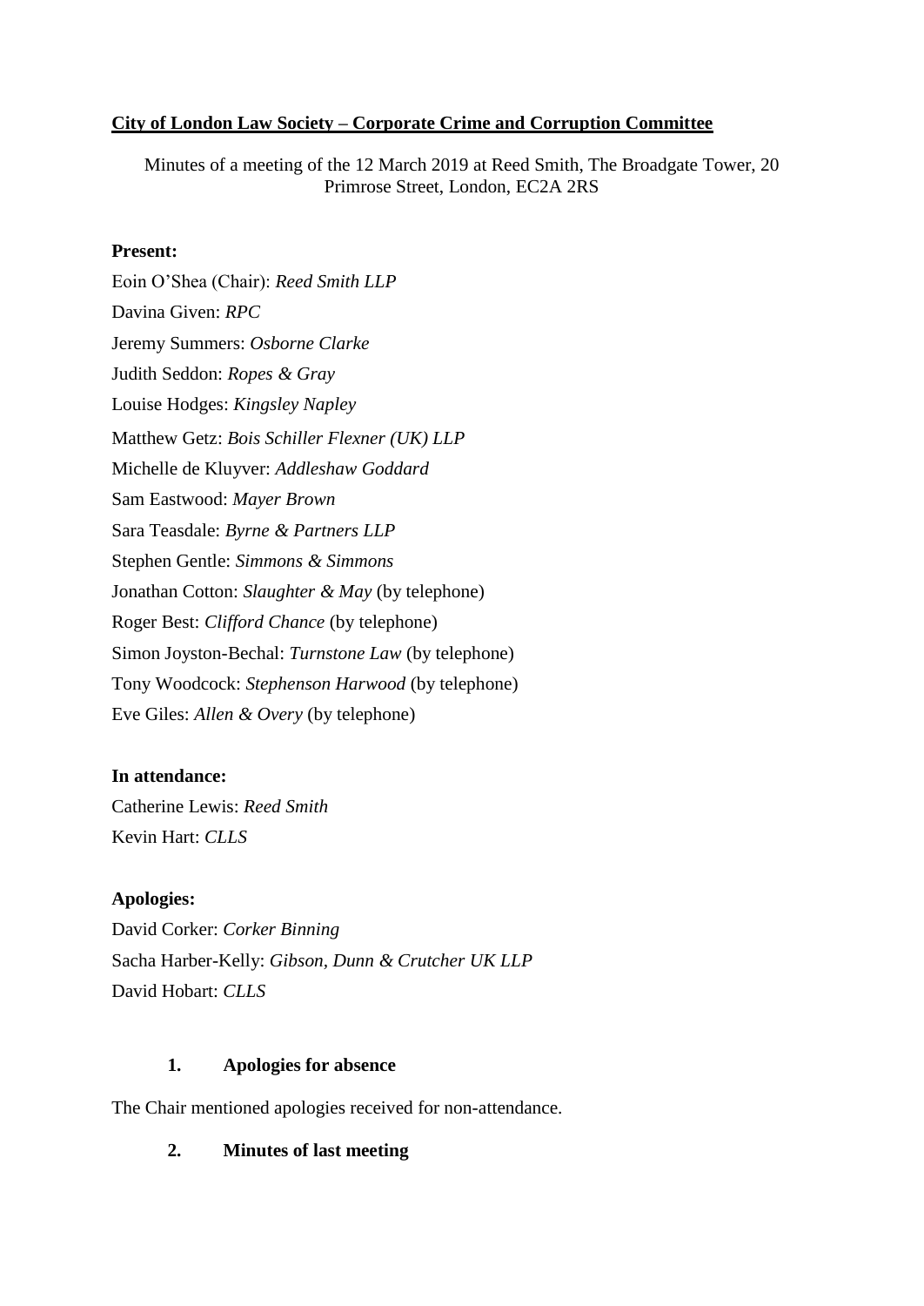**City of London Law Society – Corporate Crime and Corruption Committee**

Minutes of a meeting of the 12 March 2019 at Reed Smith, The Broadgate Tower, 20 Primrose Street, London, EC2A 2RS

**Present:**

Eoin O'Shea (Chair): *Reed Smith LLP*
Davina Given: *RPC*
Jeremy Summers: *Osborne Clarke*
Judith Seddon: *Ropes & Gray*
Louise Hodges: *Kingsley Napley*
Matthew Getz: *Bois Schiller Flexner (UK) LLP*
Michelle de Kluyver: *Addleshaw Goddard*
Sam Eastwood: *Mayer Brown*
Sara Teasdale: *Byrne & Partners LLP*
Stephen Gentle: *Simmons & Simmons*
Jonathan Cotton: *Slaughter & May* (by telephone)
Roger Best: *Clifford Chance* (by telephone)
Simon Joyston-Bechal: *Turnstone Law* (by telephone)
Tony Woodcock: *Stephenson Harwood* (by telephone)
Eve Giles: *Allen & Overy* (by telephone)

**In attendance:**

Catherine Lewis: *Reed Smith*
Kevin Hart: *CLLS*

**Apologies:**

David Corker: *Corker Binning*
Sacha Harber-Kelly: *Gibson, Dunn & Crutcher UK LLP*
David Hobart: *CLLS*

**1. Apologies for absence**

The Chair mentioned apologies received for non-attendance.

**2. Minutes of last meeting**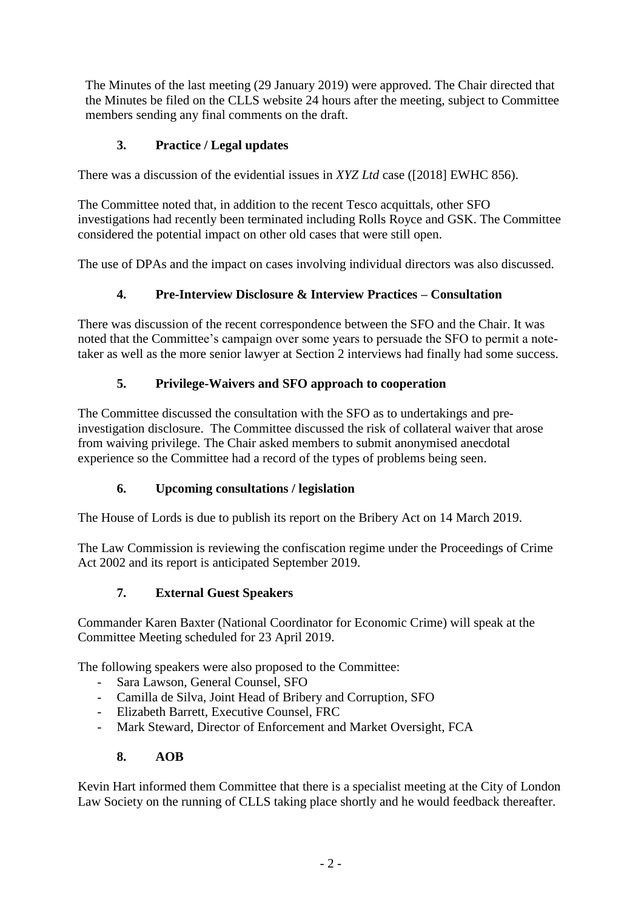The Minutes of the last meeting (29 January 2019) were approved. The Chair directed that the Minutes be filed on the CLLS website 24 hours after the meeting, subject to Committee members sending any final comments on the draft.

## 3. Practice / Legal updates

There was a discussion of the evidential issues in *XYZ Ltd* case ([2018] EWHC 856).

The Committee noted that, in addition to the recent Tesco acquittals, other SFO investigations had recently been terminated including Rolls Royce and GSK. The Committee considered the potential impact on other old cases that were still open.

The use of DPAs and the impact on cases involving individual directors was also discussed.

## 4. Pre-Interview Disclosure & Interview Practices – Consultation

There was discussion of the recent correspondence between the SFO and the Chair. It was noted that the Committee's campaign over some years to persuade the SFO to permit a note-taker as well as the more senior lawyer at Section 2 interviews had finally had some success.

## 5. Privilege-Waivers and SFO approach to cooperation

The Committee discussed the consultation with the SFO as to undertakings and pre-investigation disclosure. The Committee discussed the risk of collateral waiver that arose from waiving privilege. The Chair asked members to submit anonymised anecdotal experience so the Committee had a record of the types of problems being seen.

## 6. Upcoming consultations / legislation

The House of Lords is due to publish its report on the Bribery Act on 14 March 2019.

The Law Commission is reviewing the confiscation regime under the Proceedings of Crime Act 2002 and its report is anticipated September 2019.

## 7. External Guest Speakers

Commander Karen Baxter (National Coordinator for Economic Crime) will speak at the Committee Meeting scheduled for 23 April 2019.

The following speakers were also proposed to the Committee:

- Sara Lawson, General Counsel, SFO
- Camilla de Silva, Joint Head of Bribery and Corruption, SFO
- Elizabeth Barrett, Executive Counsel, FRC
- Mark Steward, Director of Enforcement and Market Oversight, FCA

## 8. AOB

Kevin Hart informed them Committee that there is a specialist meeting at the City of London Law Society on the running of CLLS taking place shortly and he would feedback thereafter.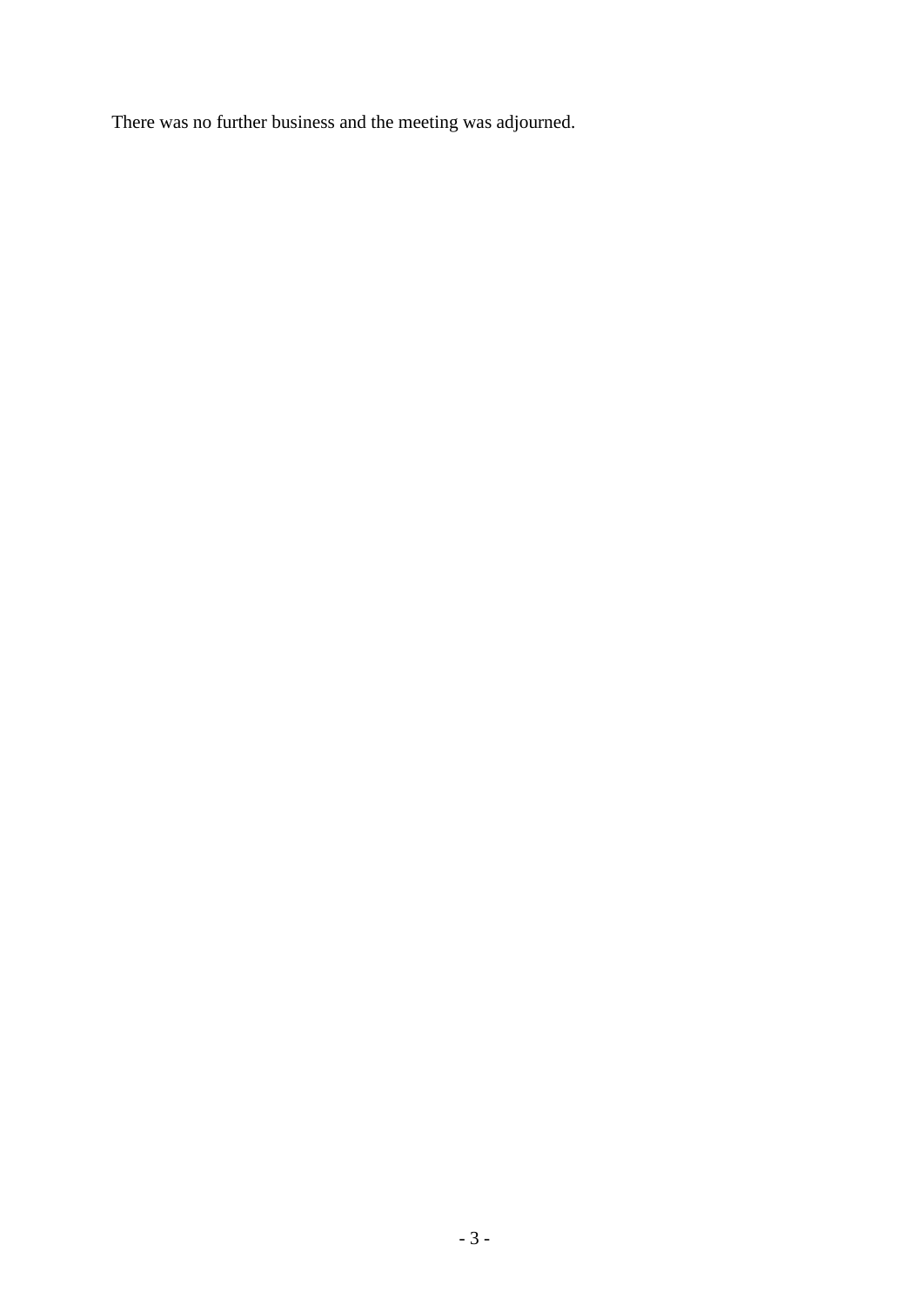There was no further business and the meeting was adjourned.